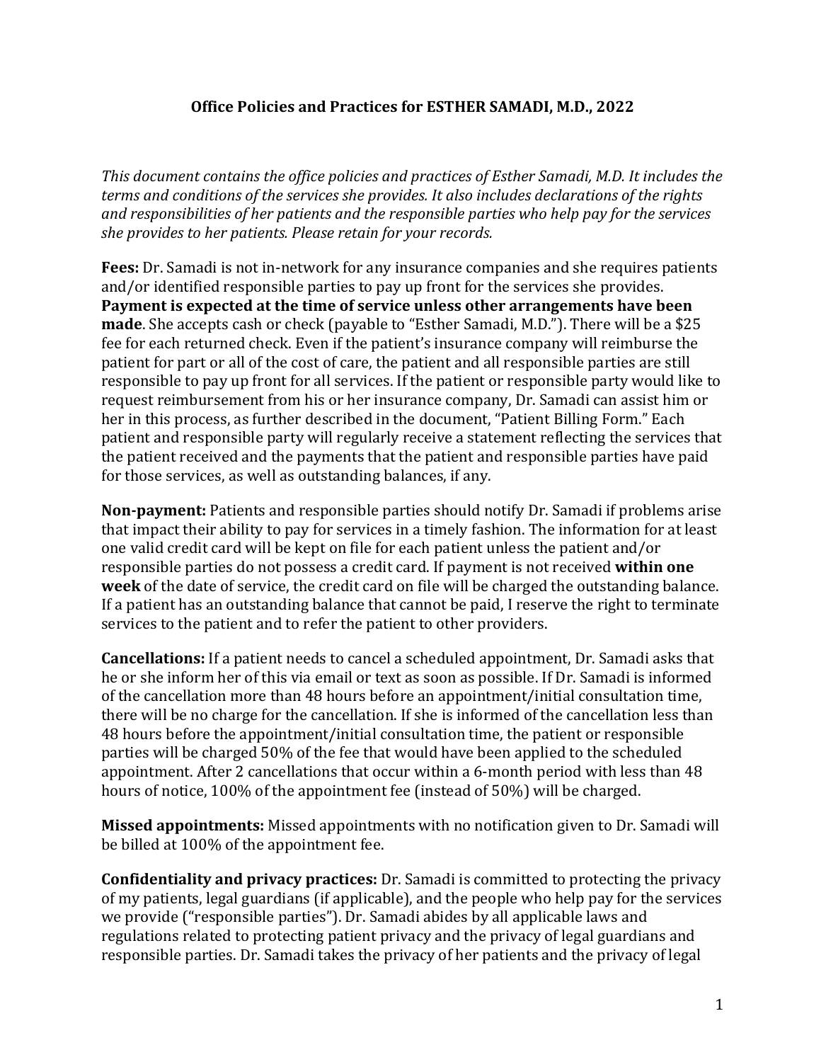**Office Policies and Practices for ESTHER SAMADI, M.D., 2022**

*This document contains the office policies and practices of Esther Samadi, M.D. It includes the terms and conditions of the services she provides. It also includes declarations of the rights and responsibilities of her patients and the responsible parties who help pay for the services she provides to her patients. Please retain for your records.*

**Fees:** Dr. Samadi is not in-network for any insurance companies and she requires patients and/or identified responsible parties to pay up front for the services she provides. **Payment is expected at the time of service unless other arrangements have been made**. She accepts cash or check (payable to "Esther Samadi, M.D."). There will be a $25 fee for each returned check. Even if the patient's insurance company will reimburse the patient for part or all of the cost of care, the patient and all responsible parties are still responsible to pay up front for all services. If the patient or responsible party would like to request reimbursement from his or her insurance company, Dr. Samadi can assist him or her in this process, as further described in the document, "Patient Billing Form." Each patient and responsible party will regularly receive a statement reflecting the services that the patient received and the payments that the patient and responsible parties have paid for those services, as well as outstanding balances, if any.

**Non-payment:** Patients and responsible parties should notify Dr. Samadi if problems arise that impact their ability to pay for services in a timely fashion. The information for at least one valid credit card will be kept on file for each patient unless the patient and/or responsible parties do not possess a credit card. If payment is not received **within one week** of the date of service, the credit card on file will be charged the outstanding balance. If a patient has an outstanding balance that cannot be paid, I reserve the right to terminate services to the patient and to refer the patient to other providers.

**Cancellations:** If a patient needs to cancel a scheduled appointment, Dr. Samadi asks that he or she inform her of this via email or text as soon as possible. If Dr. Samadi is informed of the cancellation more than 48 hours before an appointment/initial consultation time, there will be no charge for the cancellation. If she is informed of the cancellation less than 48 hours before the appointment/initial consultation time, the patient or responsible parties will be charged 50% of the fee that would have been applied to the scheduled appointment. After 2 cancellations that occur within a 6-month period with less than 48 hours of notice, 100% of the appointment fee (instead of 50%) will be charged.

**Missed appointments:** Missed appointments with no notification given to Dr. Samadi will be billed at 100% of the appointment fee.

**Confidentiality and privacy practices:** Dr. Samadi is committed to protecting the privacy of my patients, legal guardians (if applicable), and the people who help pay for the services we provide ("responsible parties"). Dr. Samadi abides by all applicable laws and regulations related to protecting patient privacy and the privacy of legal guardians and responsible parties. Dr. Samadi takes the privacy of her patients and the privacy of legal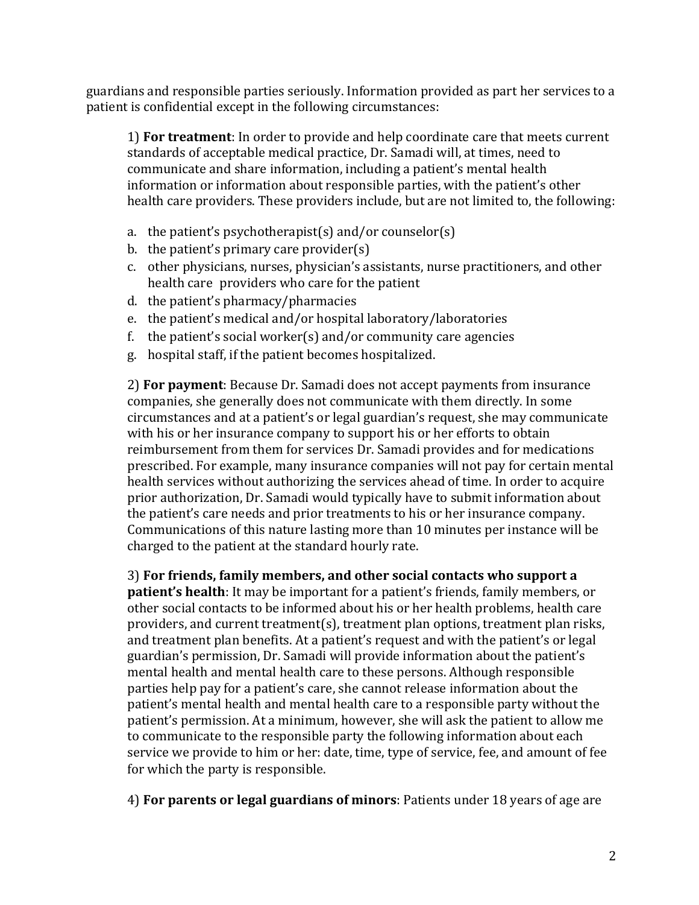guardians and responsible parties seriously. Information provided as part her services to a patient is confidential except in the following circumstances:

1) **For treatment**: In order to provide and help coordinate care that meets current standards of acceptable medical practice, Dr. Samadi will, at times, need to communicate and share information, including a patient's mental health information or information about responsible parties, with the patient's other health care providers. These providers include, but are not limited to, the following:

a. the patient's psychotherapist(s) and/or counselor(s)
b. the patient's primary care provider(s)
c. other physicians, nurses, physician's assistants, nurse practitioners, and other health care providers who care for the patient
d. the patient's pharmacy/pharmacies
e. the patient's medical and/or hospital laboratory/laboratories
f. the patient's social worker(s) and/or community care agencies
g. hospital staff, if the patient becomes hospitalized.

2) **For payment**: Because Dr. Samadi does not accept payments from insurance companies, she generally does not communicate with them directly. In some circumstances and at a patient's or legal guardian's request, she may communicate with his or her insurance company to support his or her efforts to obtain reimbursement from them for services Dr. Samadi provides and for medications prescribed. For example, many insurance companies will not pay for certain mental health services without authorizing the services ahead of time. In order to acquire prior authorization, Dr. Samadi would typically have to submit information about the patient's care needs and prior treatments to his or her insurance company. Communications of this nature lasting more than 10 minutes per instance will be charged to the patient at the standard hourly rate.

3) **For friends, family members, and other social contacts who support a patient's health**: It may be important for a patient's friends, family members, or other social contacts to be informed about his or her health problems, health care providers, and current treatment(s), treatment plan options, treatment plan risks, and treatment plan benefits. At a patient's request and with the patient's or legal guardian's permission, Dr. Samadi will provide information about the patient's mental health and mental health care to these persons. Although responsible parties help pay for a patient's care, she cannot release information about the patient's mental health and mental health care to a responsible party without the patient's permission. At a minimum, however, she will ask the patient to allow me to communicate to the responsible party the following information about each service we provide to him or her: date, time, type of service, fee, and amount of fee for which the party is responsible.

4) **For parents or legal guardians of minors**: Patients under 18 years of age are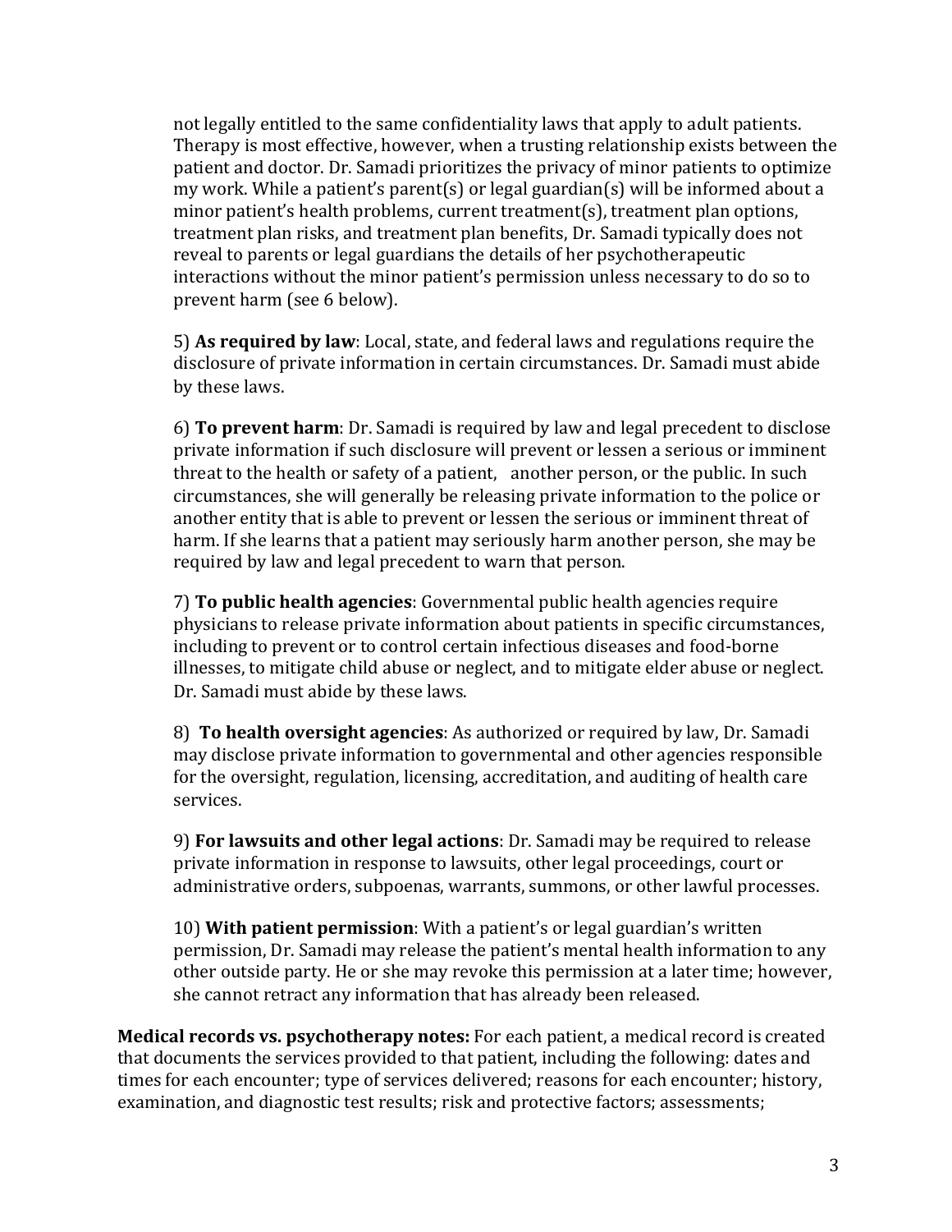not legally entitled to the same confidentiality laws that apply to adult patients. Therapy is most effective, however, when a trusting relationship exists between the patient and doctor. Dr. Samadi prioritizes the privacy of minor patients to optimize my work. While a patient's parent(s) or legal guardian(s) will be informed about a minor patient's health problems, current treatment(s), treatment plan options, treatment plan risks, and treatment plan benefits, Dr. Samadi typically does not reveal to parents or legal guardians the details of her psychotherapeutic interactions without the minor patient's permission unless necessary to do so to prevent harm (see 6 below).

5) **As required by law**: Local, state, and federal laws and regulations require the disclosure of private information in certain circumstances. Dr. Samadi must abide by these laws.

6) **To prevent harm**: Dr. Samadi is required by law and legal precedent to disclose private information if such disclosure will prevent or lessen a serious or imminent threat to the health or safety of a patient, another person, or the public. In such circumstances, she will generally be releasing private information to the police or another entity that is able to prevent or lessen the serious or imminent threat of harm. If she learns that a patient may seriously harm another person, she may be required by law and legal precedent to warn that person.

7) **To public health agencies**: Governmental public health agencies require physicians to release private information about patients in specific circumstances, including to prevent or to control certain infectious diseases and food-borne illnesses, to mitigate child abuse or neglect, and to mitigate elder abuse or neglect. Dr. Samadi must abide by these laws.

8) **To health oversight agencies**: As authorized or required by law, Dr. Samadi may disclose private information to governmental and other agencies responsible for the oversight, regulation, licensing, accreditation, and auditing of health care services.

9) **For lawsuits and other legal actions**: Dr. Samadi may be required to release private information in response to lawsuits, other legal proceedings, court or administrative orders, subpoenas, warrants, summons, or other lawful processes.

10) **With patient permission**: With a patient's or legal guardian's written permission, Dr. Samadi may release the patient's mental health information to any other outside party. He or she may revoke this permission at a later time; however, she cannot retract any information that has already been released.

**Medical records vs. psychotherapy notes:** For each patient, a medical record is created that documents the services provided to that patient, including the following: dates and times for each encounter; type of services delivered; reasons for each encounter; history, examination, and diagnostic test results; risk and protective factors; assessments;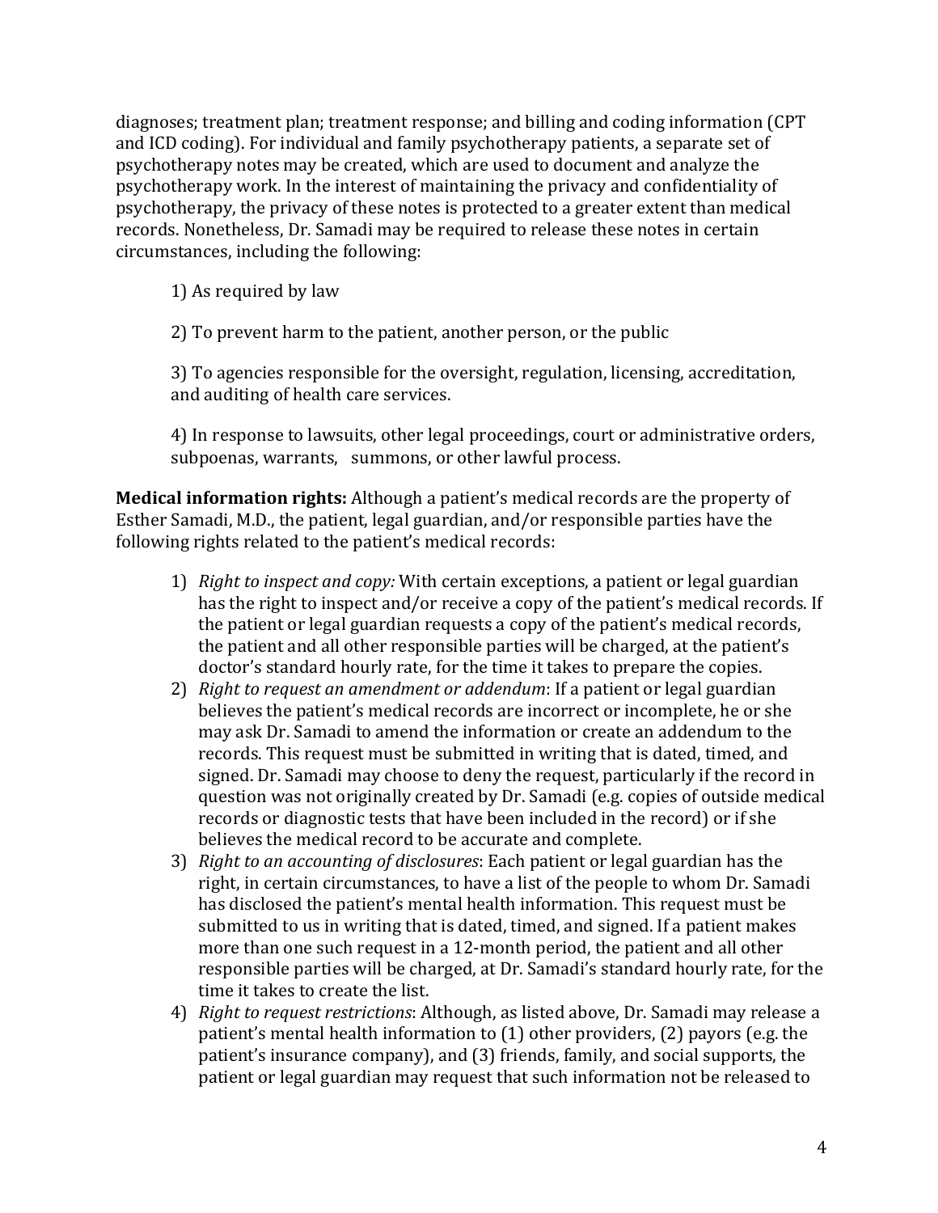diagnoses; treatment plan; treatment response; and billing and coding information (CPT and ICD coding). For individual and family psychotherapy patients, a separate set of psychotherapy notes may be created, which are used to document and analyze the psychotherapy work. In the interest of maintaining the privacy and confidentiality of psychotherapy, the privacy of these notes is protected to a greater extent than medical records. Nonetheless, Dr. Samadi may be required to release these notes in certain circumstances, including the following:

1) As required by law

2) To prevent harm to the patient, another person, or the public

3) To agencies responsible for the oversight, regulation, licensing, accreditation, and auditing of health care services.

4) In response to lawsuits, other legal proceedings, court or administrative orders, subpoenas, warrants, summons, or other lawful process.

**Medical information rights:** Although a patient's medical records are the property of Esther Samadi, M.D., the patient, legal guardian, and/or responsible parties have the following rights related to the patient's medical records:

1) *Right to inspect and copy:* With certain exceptions, a patient or legal guardian has the right to inspect and/or receive a copy of the patient's medical records. If the patient or legal guardian requests a copy of the patient's medical records, the patient and all other responsible parties will be charged, at the patient's doctor's standard hourly rate, for the time it takes to prepare the copies.
2) *Right to request an amendment or addendum*: If a patient or legal guardian believes the patient's medical records are incorrect or incomplete, he or she may ask Dr. Samadi to amend the information or create an addendum to the records. This request must be submitted in writing that is dated, timed, and signed. Dr. Samadi may choose to deny the request, particularly if the record in question was not originally created by Dr. Samadi (e.g. copies of outside medical records or diagnostic tests that have been included in the record) or if she believes the medical record to be accurate and complete.
3) *Right to an accounting of disclosures*: Each patient or legal guardian has the right, in certain circumstances, to have a list of the people to whom Dr. Samadi has disclosed the patient's mental health information. This request must be submitted to us in writing that is dated, timed, and signed. If a patient makes more than one such request in a 12-month period, the patient and all other responsible parties will be charged, at Dr. Samadi's standard hourly rate, for the time it takes to create the list.
4) *Right to request restrictions*: Although, as listed above, Dr. Samadi may release a patient's mental health information to (1) other providers, (2) payors (e.g. the patient's insurance company), and (3) friends, family, and social supports, the patient or legal guardian may request that such information not be released to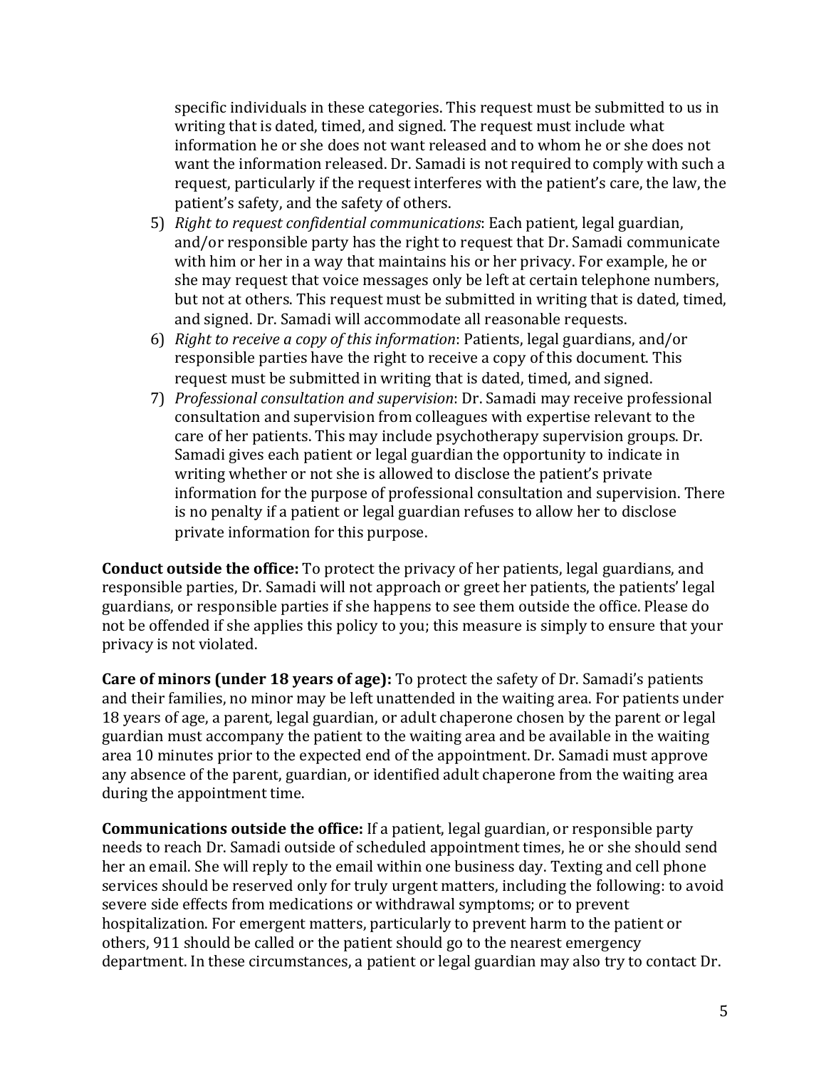specific individuals in these categories. This request must be submitted to us in writing that is dated, timed, and signed. The request must include what information he or she does not want released and to whom he or she does not want the information released. Dr. Samadi is not required to comply with such a request, particularly if the request interferes with the patient's care, the law, the patient's safety, and the safety of others.

5) *Right to request confidential communications*: Each patient, legal guardian, and/or responsible party has the right to request that Dr. Samadi communicate with him or her in a way that maintains his or her privacy. For example, he or she may request that voice messages only be left at certain telephone numbers, but not at others. This request must be submitted in writing that is dated, timed, and signed. Dr. Samadi will accommodate all reasonable requests.
6) *Right to receive a copy of this information*: Patients, legal guardians, and/or responsible parties have the right to receive a copy of this document. This request must be submitted in writing that is dated, timed, and signed.
7) *Professional consultation and supervision*: Dr. Samadi may receive professional consultation and supervision from colleagues with expertise relevant to the care of her patients. This may include psychotherapy supervision groups. Dr. Samadi gives each patient or legal guardian the opportunity to indicate in writing whether or not she is allowed to disclose the patient's private information for the purpose of professional consultation and supervision. There is no penalty if a patient or legal guardian refuses to allow her to disclose private information for this purpose.

**Conduct outside the office:** To protect the privacy of her patients, legal guardians, and responsible parties, Dr. Samadi will not approach or greet her patients, the patients' legal guardians, or responsible parties if she happens to see them outside the office. Please do not be offended if she applies this policy to you; this measure is simply to ensure that your privacy is not violated.

**Care of minors (under 18 years of age):** To protect the safety of Dr. Samadi's patients and their families, no minor may be left unattended in the waiting area. For patients under 18 years of age, a parent, legal guardian, or adult chaperone chosen by the parent or legal guardian must accompany the patient to the waiting area and be available in the waiting area 10 minutes prior to the expected end of the appointment. Dr. Samadi must approve any absence of the parent, guardian, or identified adult chaperone from the waiting area during the appointment time.

**Communications outside the office:** If a patient, legal guardian, or responsible party needs to reach Dr. Samadi outside of scheduled appointment times, he or she should send her an email. She will reply to the email within one business day. Texting and cell phone services should be reserved only for truly urgent matters, including the following: to avoid severe side effects from medications or withdrawal symptoms; or to prevent hospitalization. For emergent matters, particularly to prevent harm to the patient or others, 911 should be called or the patient should go to the nearest emergency department. In these circumstances, a patient or legal guardian may also try to contact Dr.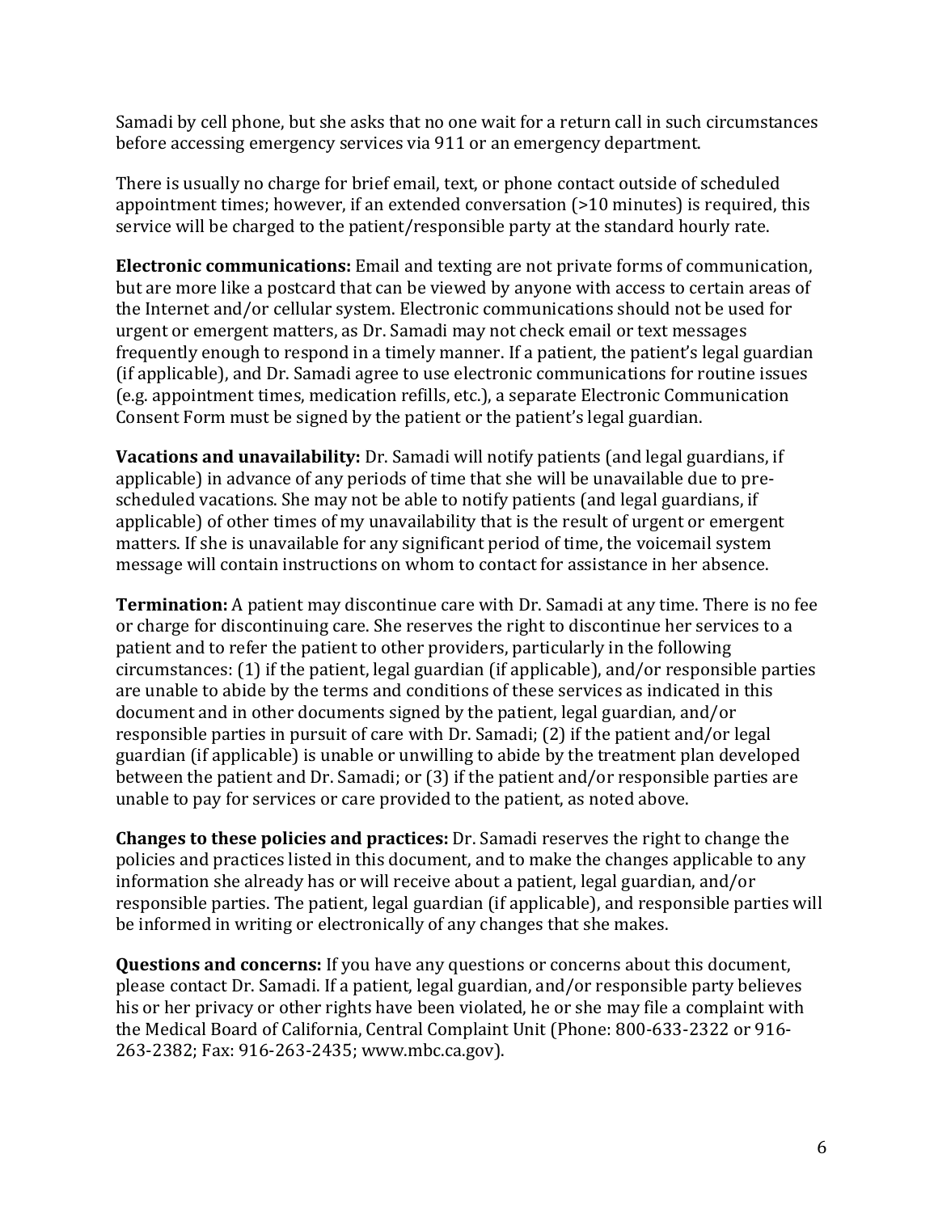Samadi by cell phone, but she asks that no one wait for a return call in such circumstances before accessing emergency services via 911 or an emergency department.

There is usually no charge for brief email, text, or phone contact outside of scheduled appointment times; however, if an extended conversation (>10 minutes) is required, this service will be charged to the patient/responsible party at the standard hourly rate.

**Electronic communications:** Email and texting are not private forms of communication, but are more like a postcard that can be viewed by anyone with access to certain areas of the Internet and/or cellular system. Electronic communications should not be used for urgent or emergent matters, as Dr. Samadi may not check email or text messages frequently enough to respond in a timely manner. If a patient, the patient's legal guardian (if applicable), and Dr. Samadi agree to use electronic communications for routine issues (e.g. appointment times, medication refills, etc.), a separate Electronic Communication Consent Form must be signed by the patient or the patient's legal guardian.

**Vacations and unavailability:** Dr. Samadi will notify patients (and legal guardians, if applicable) in advance of any periods of time that she will be unavailable due to pre-scheduled vacations. She may not be able to notify patients (and legal guardians, if applicable) of other times of my unavailability that is the result of urgent or emergent matters. If she is unavailable for any significant period of time, the voicemail system message will contain instructions on whom to contact for assistance in her absence.

**Termination:** A patient may discontinue care with Dr. Samadi at any time. There is no fee or charge for discontinuing care. She reserves the right to discontinue her services to a patient and to refer the patient to other providers, particularly in the following circumstances: (1) if the patient, legal guardian (if applicable), and/or responsible parties are unable to abide by the terms and conditions of these services as indicated in this document and in other documents signed by the patient, legal guardian, and/or responsible parties in pursuit of care with Dr. Samadi; (2) if the patient and/or legal guardian (if applicable) is unable or unwilling to abide by the treatment plan developed between the patient and Dr. Samadi; or (3) if the patient and/or responsible parties are unable to pay for services or care provided to the patient, as noted above.

**Changes to these policies and practices:** Dr. Samadi reserves the right to change the policies and practices listed in this document, and to make the changes applicable to any information she already has or will receive about a patient, legal guardian, and/or responsible parties. The patient, legal guardian (if applicable), and responsible parties will be informed in writing or electronically of any changes that she makes.

**Questions and concerns:** If you have any questions or concerns about this document, please contact Dr. Samadi. If a patient, legal guardian, and/or responsible party believes his or her privacy or other rights have been violated, he or she may file a complaint with the Medical Board of California, Central Complaint Unit (Phone: 800-633-2322 or 916-263-2382; Fax: 916-263-2435; www.mbc.ca.gov).